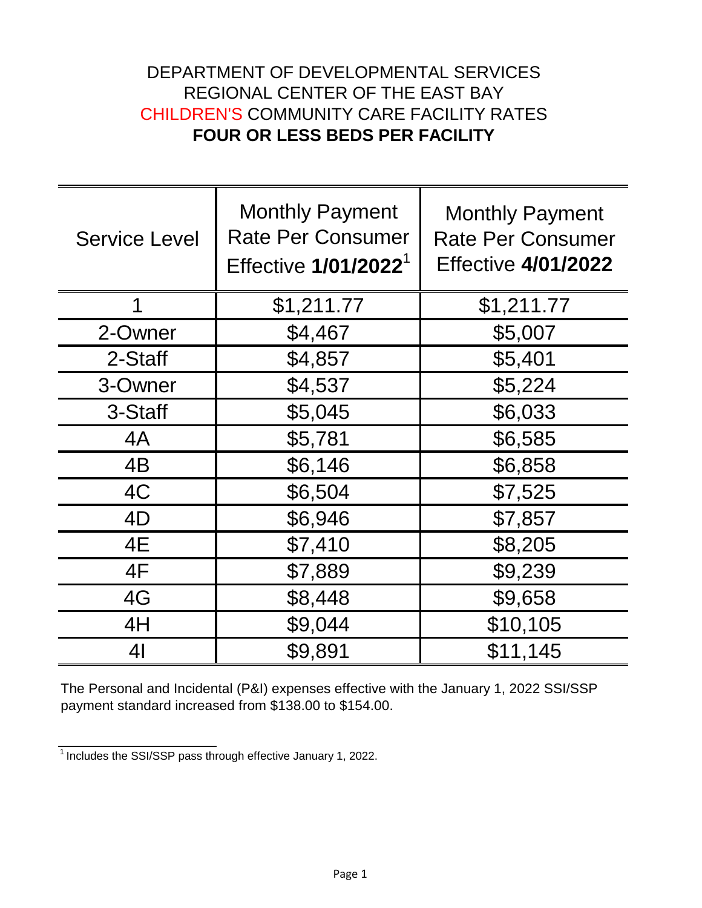DEPARTMENT OF DEVELOPMENTAL SERVICES
REGIONAL CENTER OF THE EAST BAY
CHILDREN'S COMMUNITY CARE FACILITY RATES
**FOUR OR LESS BEDS PER FACILITY**

| Service Level | Monthly Payment Rate Per Consumer Effective **1/01/2022**[1] | Monthly Payment Rate Per Consumer Effective **4/01/2022** |
|---|---|---|
| 1 | $1,211.77 | $1,211.77 |
| 2-Owner | $4,467 | $5,007 |
| 2-Staff | $4,857 | $5,401 |
| 3-Owner | $4,537 | $5,224 |
| 3-Staff | $5,045 | $6,033 |
| 4A | $5,781 | $6,585 |
| 4B | $6,146 | $6,858 |
| 4C | $6,504 | $7,525 |
| 4D | $6,946 | $7,857 |
| 4E | $7,410 | $8,205 |
| 4F | $7,889 | $9,239 |
| 4G | $8,448 | $9,658 |
| 4H | $9,044 | $10,105 |
| 4I | $9,891 | $11,145 |

The Personal and Incidental (P&I) expenses effective with the January 1, 2022 SSI/SSP payment standard increased from $138.00 to $154.00.

[1] Includes the SSI/SSP pass through effective January 1, 2022.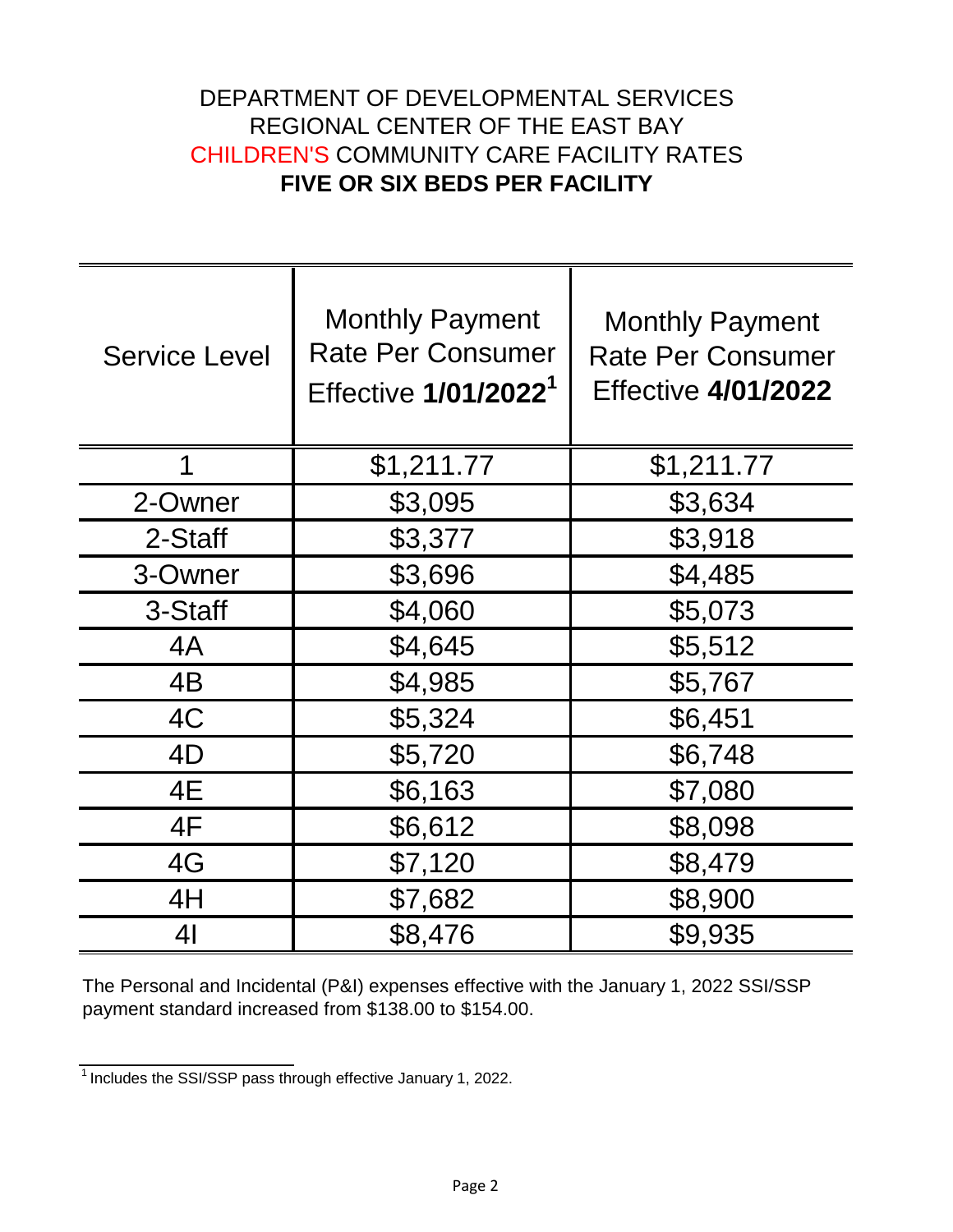# DEPARTMENT OF DEVELOPMENTAL SERVICES
# REGIONAL CENTER OF THE EAST BAY
# CHILDREN'S COMMUNITY CARE FACILITY RATES
# **FIVE OR SIX BEDS PER FACILITY**

| Service Level | Monthly Payment Rate Per Consumer Effective **1/01/2022**[1] | Monthly Payment Rate Per Consumer Effective **4/01/2022** |
|---|---|---|
| 1 | $1,211.77 | $1,211.77 |
| 2-Owner | $3,095 | $3,634 |
| 2-Staff | $3,377 | $3,918 |
| 3-Owner | $3,696 | $4,485 |
| 3-Staff | $4,060 | $5,073 |
| 4A | $4,645 | $5,512 |
| 4B | $4,985 | $5,767 |
| 4C | $5,324 | $6,451 |
| 4D | $5,720 | $6,748 |
| 4E | $6,163 | $7,080 |
| 4F | $6,612 | $8,098 |
| 4G | $7,120 | $8,479 |
| 4H | $7,682 | $8,900 |
| 4I | $8,476 | $9,935 |

The Personal and Incidental (P&I) expenses effective with the January 1, 2022 SSI/SSP payment standard increased from $138.00 to $154.00.

[1] Includes the SSI/SSP pass through effective January 1, 2022.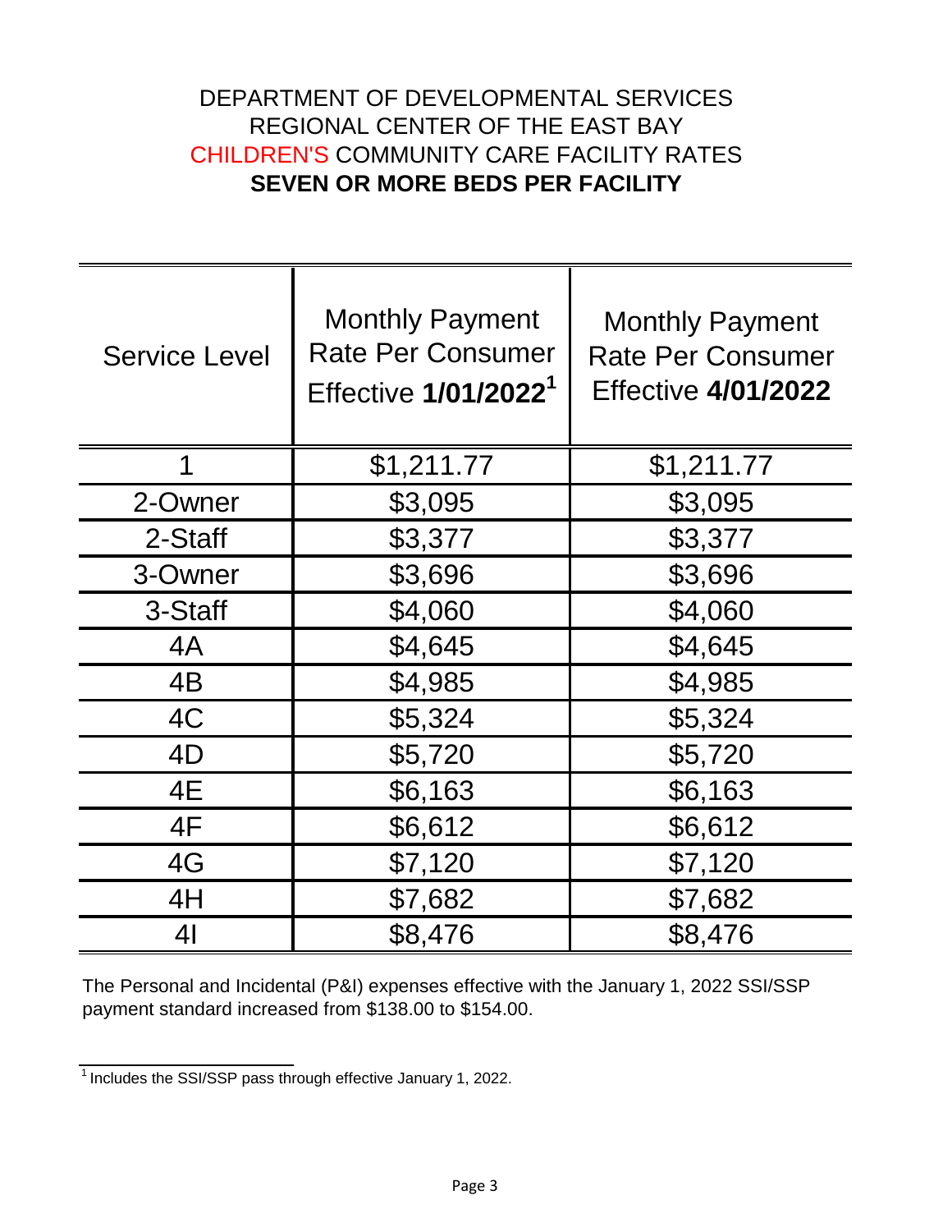# DEPARTMENT OF DEVELOPMENTAL SERVICES
## REGIONAL CENTER OF THE EAST BAY
## CHILDREN'S COMMUNITY CARE FACILITY RATES
## **SEVEN OR MORE BEDS PER FACILITY**

| Service Level | Monthly Payment Rate Per Consumer Effective **1/01/2022**[1] | Monthly Payment Rate Per Consumer Effective **4/01/2022** |
|---|---|---|
| 1 | $1,211.77 | $1,211.77 |
| 2-Owner | $3,095 | $3,095 |
| 2-Staff | $3,377 | $3,377 |
| 3-Owner | $3,696 | $3,696 |
| 3-Staff | $4,060 | $4,060 |
| 4A | $4,645 | $4,645 |
| 4B | $4,985 | $4,985 |
| 4C | $5,324 | $5,324 |
| 4D | $5,720 | $5,720 |
| 4E | $6,163 | $6,163 |
| 4F | $6,612 | $6,612 |
| 4G | $7,120 | $7,120 |
| 4H | $7,682 | $7,682 |
| 4I | $8,476 | $8,476 |

The Personal and Incidental (P&I) expenses effective with the January 1, 2022 SSI/SSP payment standard increased from $138.00 to $154.00.

[1] Includes the SSI/SSP pass through effective January 1, 2022.